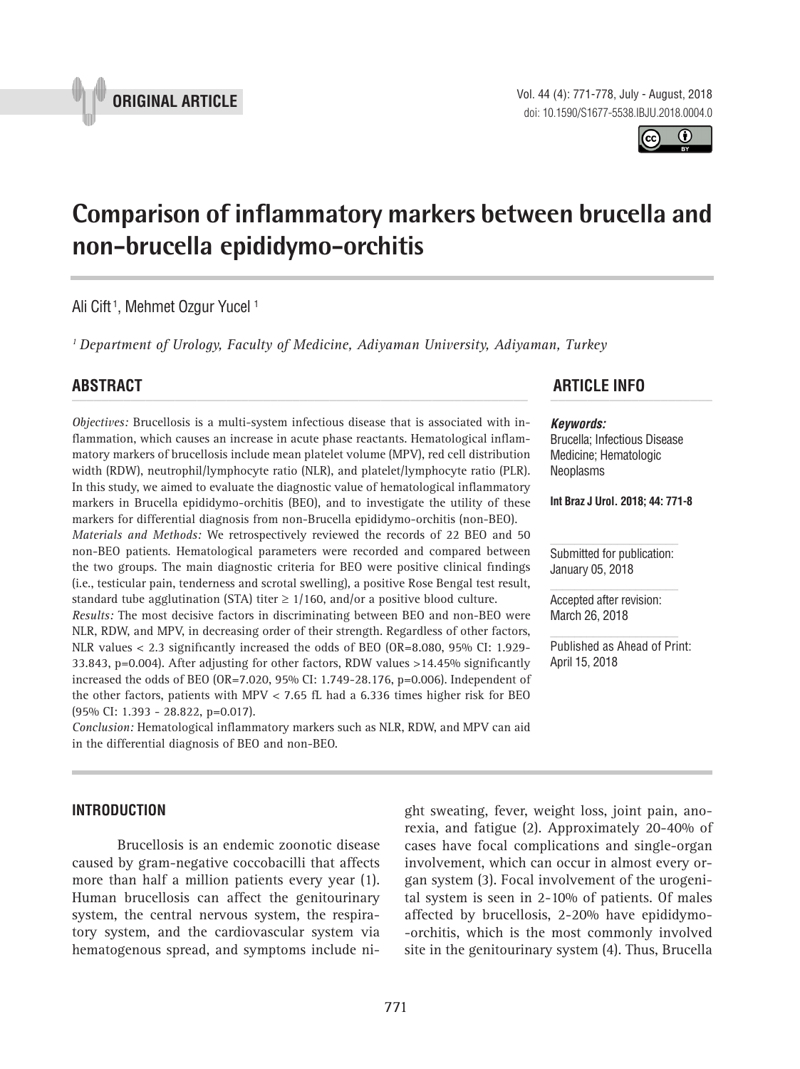**ORIGINAL ARTICLE**

# Comparison of inflammatory markers between brucella and non-brucella epididymo-orchitis

Ali Cift [1], Mehmet Ozgur Yucel [1]

[1] *Department of Urology, Faculty of Medicine, Adiyaman University, Adiyaman, Turkey*

## ABSTRACT

*Objectives:* Brucellosis is a multi-system infectious disease that is associated with inflammation, which causes an increase in acute phase reactants. Hematological inflammatory markers of brucellosis include mean platelet volume (MPV), red cell distribution width (RDW), neutrophil/lymphocyte ratio (NLR), and platelet/lymphocyte ratio (PLR). In this study, we aimed to evaluate the diagnostic value of hematological inflammatory markers in Brucella epididymo-orchitis (BEO), and to investigate the utility of these markers for differential diagnosis from non-Brucella epididymo-orchitis (non-BEO).

*Materials and Methods:* We retrospectively reviewed the records of 22 BEO and 50 non-BEO patients. Hematological parameters were recorded and compared between the two groups. The main diagnostic criteria for BEO were positive clinical findings (i.e., testicular pain, tenderness and scrotal swelling), a positive Rose Bengal test result, standard tube agglutination (STA) titer $\geq$ 1/160, and/or a positive blood culture.

*Results:* The most decisive factors in discriminating between BEO and non-BEO were NLR, RDW, and MPV, in decreasing order of their strength. Regardless of other factors, NLR values < 2.3 significantly increased the odds of BEO (OR=8.080, 95% CI: 1.929-33.843, p=0.004). After adjusting for other factors, RDW values >14.45% significantly increased the odds of BEO (OR=7.020, 95% CI: 1.749-28.176, p=0.006). Independent of the other factors, patients with MPV < 7.65 fL had a 6.336 times higher risk for BEO (95% CI: 1.393 - 28.822, p=0.017).

*Conclusion:* Hematological inflammatory markers such as NLR, RDW, and MPV can aid in the differential diagnosis of BEO and non-BEO.

## ARTICLE INFO

***Keywords:***
Brucella; Infectious Disease Medicine; Hematologic Neoplasms

**Int Braz J Urol. 2018; 44: 771-8**

Submitted for publication: January 05, 2018

Accepted after revision: March 26, 2018

Published as Ahead of Print: April 15, 2018

## INTRODUCTION

Brucellosis is an endemic zoonotic disease caused by gram-negative coccobacilli that affects more than half a million patients every year (1). Human brucellosis can affect the genitourinary system, the central nervous system, the respiratory system, and the cardiovascular system via hematogenous spread, and symptoms include night sweating, fever, weight loss, joint pain, anorexia, and fatigue (2). Approximately 20-40% of cases have focal complications and single-organ involvement, which can occur in almost every organ system (3). Focal involvement of the urogenital system is seen in 2-10% of patients. Of males affected by brucellosis, 2-20% have epididymo-orchitis, which is the most commonly involved site in the genitourinary system (4). Thus, Brucella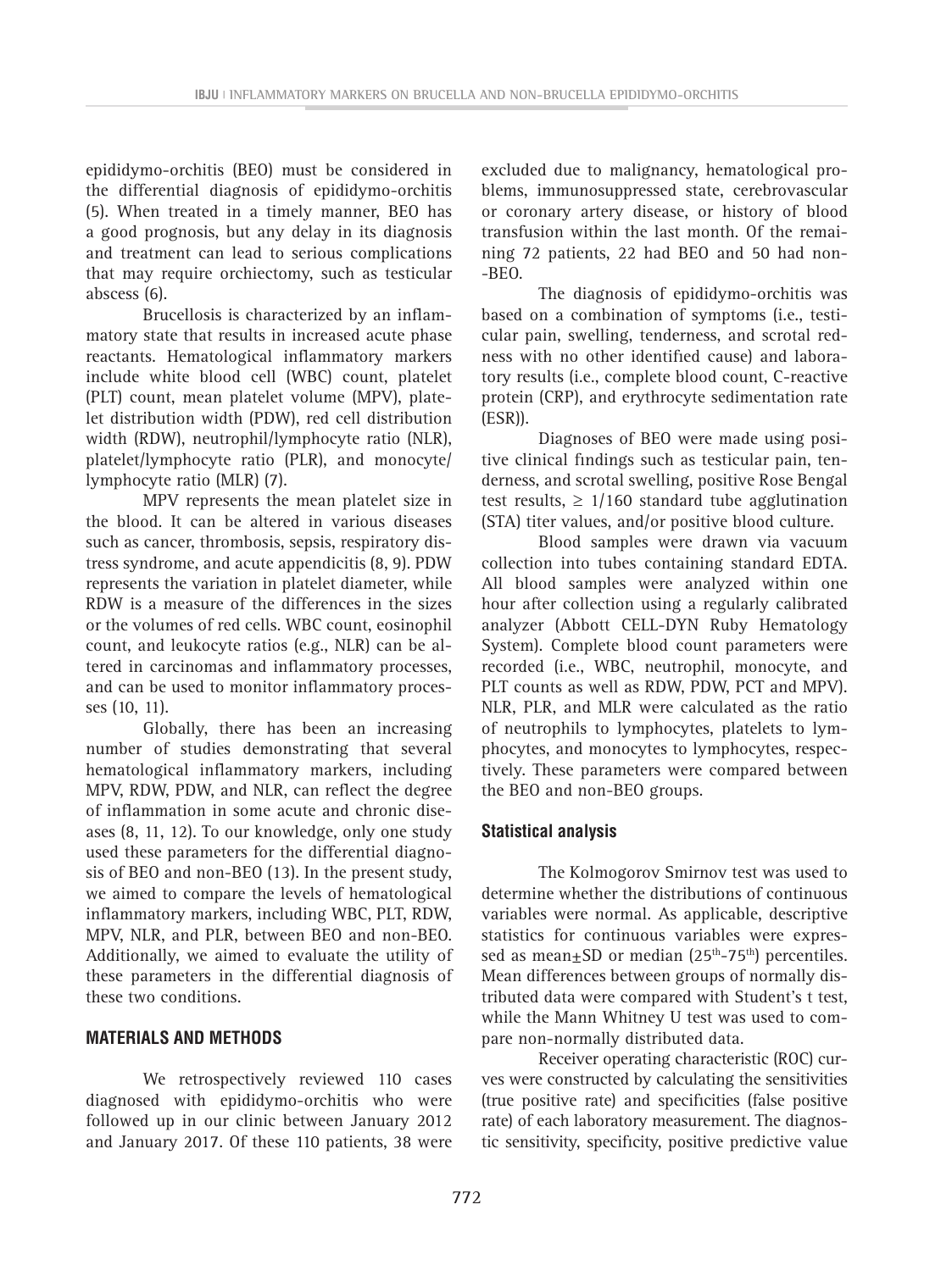epididymo-orchitis (BEO) must be considered in the differential diagnosis of epididymo-orchitis (5). When treated in a timely manner, BEO has a good prognosis, but any delay in its diagnosis and treatment can lead to serious complications that may require orchiectomy, such as testicular abscess (6).

Brucellosis is characterized by an inflammatory state that results in increased acute phase reactants. Hematological inflammatory markers include white blood cell (WBC) count, platelet (PLT) count, mean platelet volume (MPV), platelet distribution width (PDW), red cell distribution width (RDW), neutrophil/lymphocyte ratio (NLR), platelet/lymphocyte ratio (PLR), and monocyte/lymphocyte ratio (MLR) (7).

MPV represents the mean platelet size in the blood. It can be altered in various diseases such as cancer, thrombosis, sepsis, respiratory distress syndrome, and acute appendicitis (8, 9). PDW represents the variation in platelet diameter, while RDW is a measure of the differences in the sizes or the volumes of red cells. WBC count, eosinophil count, and leukocyte ratios (e.g., NLR) can be altered in carcinomas and inflammatory processes, and can be used to monitor inflammatory processes (10, 11).

Globally, there has been an increasing number of studies demonstrating that several hematological inflammatory markers, including MPV, RDW, PDW, and NLR, can reflect the degree of inflammation in some acute and chronic diseases (8, 11, 12). To our knowledge, only one study used these parameters for the differential diagnosis of BEO and non-BEO (13). In the present study, we aimed to compare the levels of hematological inflammatory markers, including WBC, PLT, RDW, MPV, NLR, and PLR, between BEO and non-BEO. Additionally, we aimed to evaluate the utility of these parameters in the differential diagnosis of these two conditions.

## MATERIALS AND METHODS

We retrospectively reviewed 110 cases diagnosed with epididymo-orchitis who were followed up in our clinic between January 2012 and January 2017. Of these 110 patients, 38 were excluded due to malignancy, hematological problems, immunosuppressed state, cerebrovascular or coronary artery disease, or history of blood transfusion within the last month. Of the remaining 72 patients, 22 had BEO and 50 had non-BEO.

The diagnosis of epididymo-orchitis was based on a combination of symptoms (i.e., testicular pain, swelling, tenderness, and scrotal redness with no other identified cause) and laboratory results (i.e., complete blood count, C-reactive protein (CRP), and erythrocyte sedimentation rate (ESR)).

Diagnoses of BEO were made using positive clinical findings such as testicular pain, tenderness, and scrotal swelling, positive Rose Bengal test results, $\geq 1/160$ standard tube agglutination (STA) titer values, and/or positive blood culture.

Blood samples were drawn via vacuum collection into tubes containing standard EDTA. All blood samples were analyzed within one hour after collection using a regularly calibrated analyzer (Abbott CELL-DYN Ruby Hematology System). Complete blood count parameters were recorded (i.e., WBC, neutrophil, monocyte, and PLT counts as well as RDW, PDW, PCT and MPV). NLR, PLR, and MLR were calculated as the ratio of neutrophils to lymphocytes, platelets to lymphocytes, and monocytes to lymphocytes, respectively. These parameters were compared between the BEO and non-BEO groups.

### Statistical analysis

The Kolmogorov Smirnov test was used to determine whether the distributions of continuous variables were normal. As applicable, descriptive statistics for continuous variables were expressed as mean±SD or median ($25^{th}$-$75^{th}$) percentiles. Mean differences between groups of normally distributed data were compared with Student's t test, while the Mann Whitney U test was used to compare non-normally distributed data.

Receiver operating characteristic (ROC) curves were constructed by calculating the sensitivities (true positive rate) and specificities (false positive rate) of each laboratory measurement. The diagnostic sensitivity, specificity, positive predictive value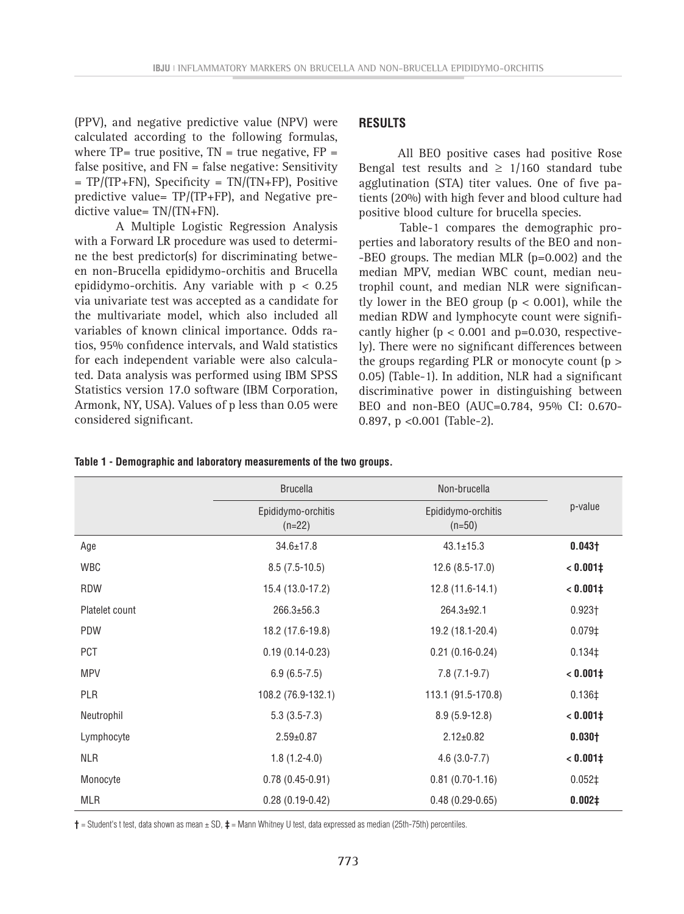(PPV), and negative predictive value (NPV) were calculated according to the following formulas, where TP= true positive, TN = true negative, FP = false positive, and FN = false negative: Sensitivity = TP/(TP+FN), Specificity = TN/(TN+FP), Positive predictive value= TP/(TP+FP), and Negative predictive value= TN/(TN+FN).

A Multiple Logistic Regression Analysis with a Forward LR procedure was used to determine the best predictor(s) for discriminating between non-Brucella epididymo-orchitis and Brucella epididymo-orchitis. Any variable with $p < 0.25$ via univariate test was accepted as a candidate for the multivariate model, which also included all variables of known clinical importance. Odds ratios, 95% confidence intervals, and Wald statistics for each independent variable were also calculated. Data analysis was performed using IBM SPSS Statistics version 17.0 software (IBM Corporation, Armonk, NY, USA). Values of p less than 0.05 were considered significant.

## RESULTS

All BEO positive cases had positive Rose Bengal test results and ≥ 1/160 standard tube agglutination (STA) titer values. One of five patients (20%) with high fever and blood culture had positive blood culture for brucella species.

Table-1 compares the demographic properties and laboratory results of the BEO and non-BEO groups. The median MLR (p=0.002) and the median MPV, median WBC count, median neutrophil count, and median NLR were significantly lower in the BEO group ($p < 0.001$), while the median RDW and lymphocyte count were significantly higher ($p < 0.001$ and p=0.030, respectively). There were no significant differences between the groups regarding PLR or monocyte count ($p > 0.05$) (Table-1). In addition, NLR had a significant discriminative power in distinguishing between BEO and non-BEO (AUC=0.784, 95% CI: 0.670-0.897, p <0.001 (Table-2).

**Table 1 - Demographic and laboratory measurements of the two groups.**

| | Brucella | Non-brucella | p-value |
|---|---|---|---|
| | Epididymo-orchitis (n=22) | Epididymo-orchitis (n=50) | |
| Age | 34.6±17.8 | 43.1±15.3 | **0.043†** |
| WBC | 8.5 (7.5-10.5) | 12.6 (8.5-17.0) | **< 0.001‡** |
| RDW | 15.4 (13.0-17.2) | 12.8 (11.6-14.1) | **< 0.001‡** |
| Platelet count | 266.3±56.3 | 264.3±92.1 | 0.923† |
| PDW | 18.2 (17.6-19.8) | 19.2 (18.1-20.4) | 0.079‡ |
| PCT | 0.19 (0.14-0.23) | 0.21 (0.16-0.24) | 0.134‡ |
| MPV | 6.9 (6.5-7.5) | 7.8 (7.1-9.7) | **< 0.001‡** |
| PLR | 108.2 (76.9-132.1) | 113.1 (91.5-170.8) | 0.136‡ |
| Neutrophil | 5.3 (3.5-7.3) | 8.9 (5.9-12.8) | **< 0.001‡** |
| Lymphocyte | 2.59±0.87 | 2.12±0.82 | **0.030†** |
| NLR | 1.8 (1.2-4.0) | 4.6 (3.0-7.7) | **< 0.001‡** |
| Monocyte | 0.78 (0.45-0.91) | 0.81 (0.70-1.16) | 0.052‡ |
| MLR | 0.28 (0.19-0.42) | 0.48 (0.29-0.65) | **0.002‡** |

† = Student's t test, data shown as mean ± SD, ‡ = Mann Whitney U test, data expressed as median (25th-75th) percentiles.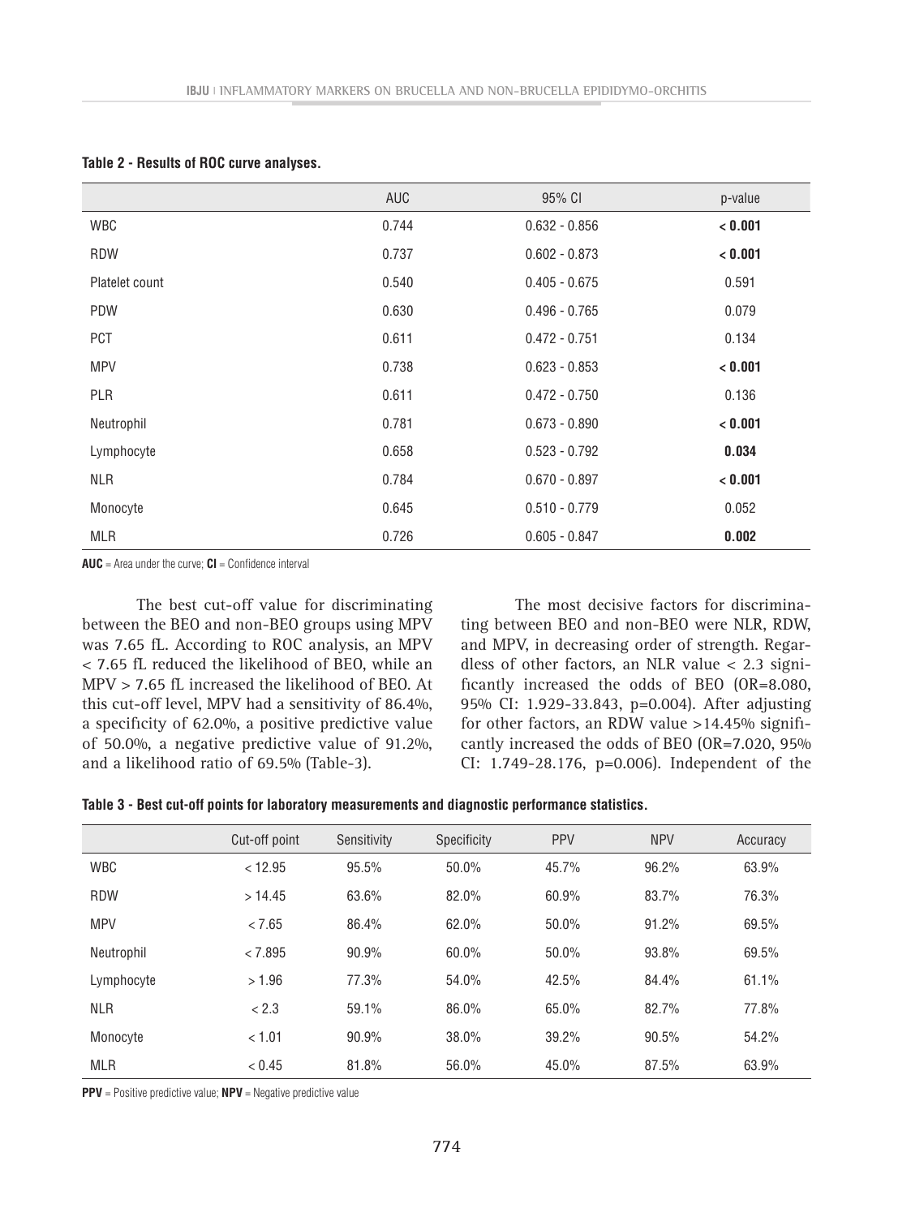**Table 2 - Results of ROC curve analyses.**

| | AUC | 95% CI | p-value |
|---|---|---|---|
| WBC | 0.744 | 0.632 - 0.856 | **< 0.001** |
| RDW | 0.737 | 0.602 - 0.873 | **< 0.001** |
| Platelet count | 0.540 | 0.405 - 0.675 | 0.591 |
| PDW | 0.630 | 0.496 - 0.765 | 0.079 |
| PCT | 0.611 | 0.472 - 0.751 | 0.134 |
| MPV | 0.738 | 0.623 - 0.853 | **< 0.001** |
| PLR | 0.611 | 0.472 - 0.750 | 0.136 |
| Neutrophil | 0.781 | 0.673 - 0.890 | **< 0.001** |
| Lymphocyte | 0.658 | 0.523 - 0.792 | **0.034** |
| NLR | 0.784 | 0.670 - 0.897 | **< 0.001** |
| Monocyte | 0.645 | 0.510 - 0.779 | 0.052 |
| MLR | 0.726 | 0.605 - 0.847 | **0.002** |

**AUC** = Area under the curve; **CI** = Confidence interval

The best cut-off value for discriminating between the BEO and non-BEO groups using MPV was 7.65 fL. According to ROC analysis, an MPV < 7.65 fL reduced the likelihood of BEO, while an MPV > 7.65 fL increased the likelihood of BEO. At this cut-off level, MPV had a sensitivity of 86.4%, a specificity of 62.0%, a positive predictive value of 50.0%, a negative predictive value of 91.2%, and a likelihood ratio of 69.5% (Table-3).

The most decisive factors for discriminating between BEO and non-BEO were NLR, RDW, and MPV, in decreasing order of strength. Regardless of other factors, an NLR value < 2.3 significantly increased the odds of BEO (OR=8.080, 95% CI: 1.929-33.843, p=0.004). After adjusting for other factors, an RDW value >14.45% significantly increased the odds of BEO (OR=7.020, 95% CI: 1.749-28.176, p=0.006). Independent of the

**Table 3 - Best cut-off points for laboratory measurements and diagnostic performance statistics.**

| | Cut-off point | Sensitivity | Specificity | PPV | NPV | Accuracy |
|---|---|---|---|---|---|---|
| WBC | < 12.95 | 95.5% | 50.0% | 45.7% | 96.2% | 63.9% |
| RDW | > 14.45 | 63.6% | 82.0% | 60.9% | 83.7% | 76.3% |
| MPV | < 7.65 | 86.4% | 62.0% | 50.0% | 91.2% | 69.5% |
| Neutrophil | < 7.895 | 90.9% | 60.0% | 50.0% | 93.8% | 69.5% |
| Lymphocyte | > 1.96 | 77.3% | 54.0% | 42.5% | 84.4% | 61.1% |
| NLR | < 2.3 | 59.1% | 86.0% | 65.0% | 82.7% | 77.8% |
| Monocyte | < 1.01 | 90.9% | 38.0% | 39.2% | 90.5% | 54.2% |
| MLR | < 0.45 | 81.8% | 56.0% | 45.0% | 87.5% | 63.9% |

**PPV** = Positive predictive value; **NPV** = Negative predictive value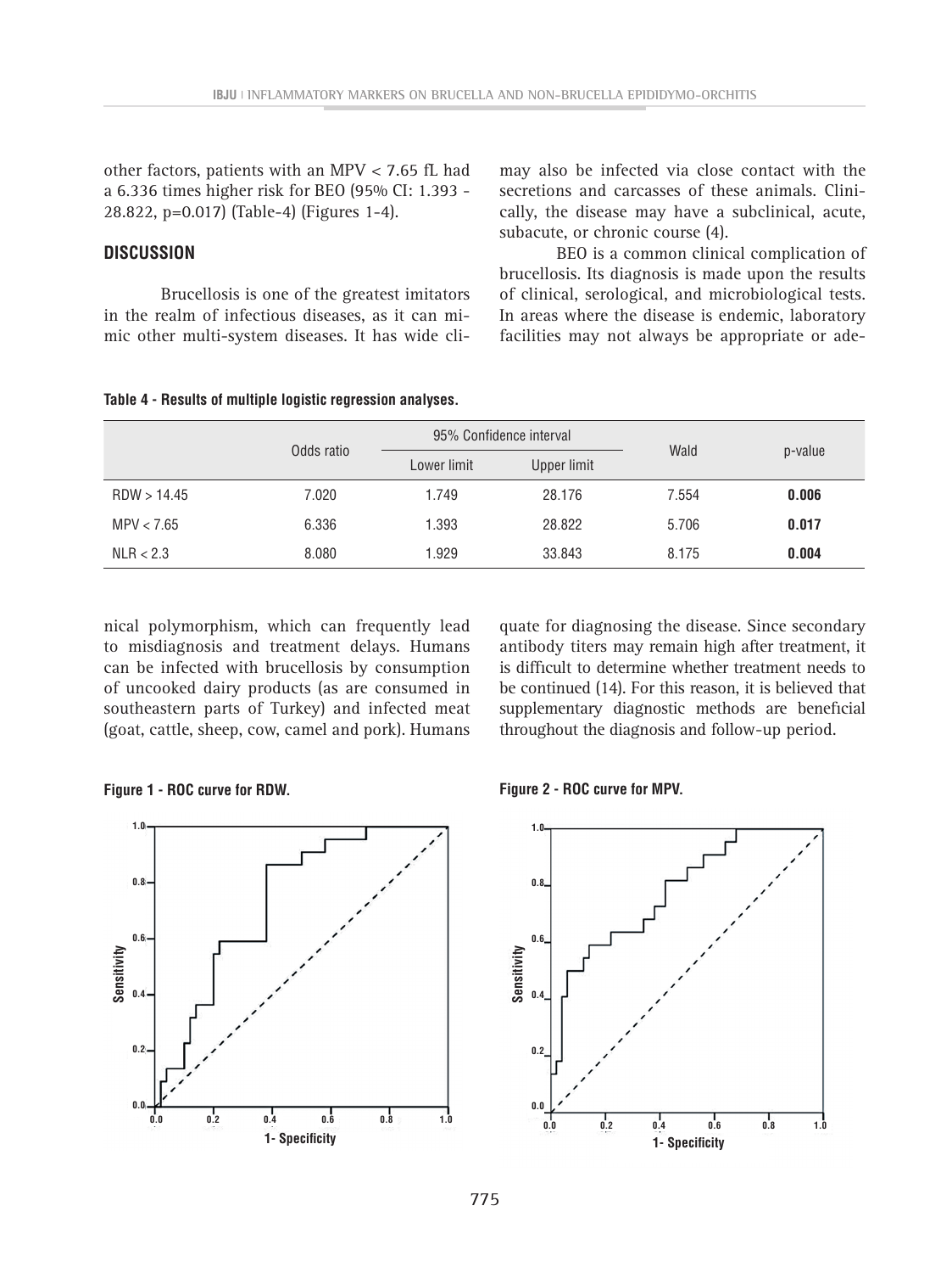other factors, patients with an MPV < 7.65 fL had a 6.336 times higher risk for BEO (95% CI: 1.393 - 28.822, p=0.017) (Table-4) (Figures 1-4).

## DISCUSSION

Brucellosis is one of the greatest imitators in the realm of infectious diseases, as it can mimic other multi-system diseases. It has wide clinical polymorphism, which can frequently lead to misdiagnosis and treatment delays. Humans can be infected with brucellosis by consumption of uncooked dairy products (as are consumed in southeastern parts of Turkey) and infected meat (goat, cattle, sheep, cow, camel and pork). Humans may also be infected via close contact with the secretions and carcasses of these animals. Clinically, the disease may have a subclinical, acute, subacute, or chronic course (4).

BEO is a common clinical complication of brucellosis. Its diagnosis is made upon the results of clinical, serological, and microbiological tests. In areas where the disease is endemic, laboratory facilities may not always be appropriate or adequate for diagnosing the disease. Since secondary antibody titers may remain high after treatment, it is difficult to determine whether treatment needs to be continued (14). For this reason, it is believed that supplementary diagnostic methods are beneficial throughout the diagnosis and follow-up period.

**Table 4 - Results of multiple logistic regression analyses.**

| | Odds ratio | 95% Confidence interval | | Wald | p-value |
|---|---|---|---|---|---|
| | | Lower limit | Upper limit | | |
| RDW > 14.45 | 7.020 | 1.749 | 28.176 | 7.554 | **0.006** |
| MPV < 7.65 | 6.336 | 1.393 | 28.822 | 5.706 | **0.017** |
| NLR < 2.3 | 8.080 | 1.929 | 33.843 | 8.175 | **0.004** |

**Figure 1 - ROC curve for RDW.**

**Figure 2 - ROC curve for MPV.**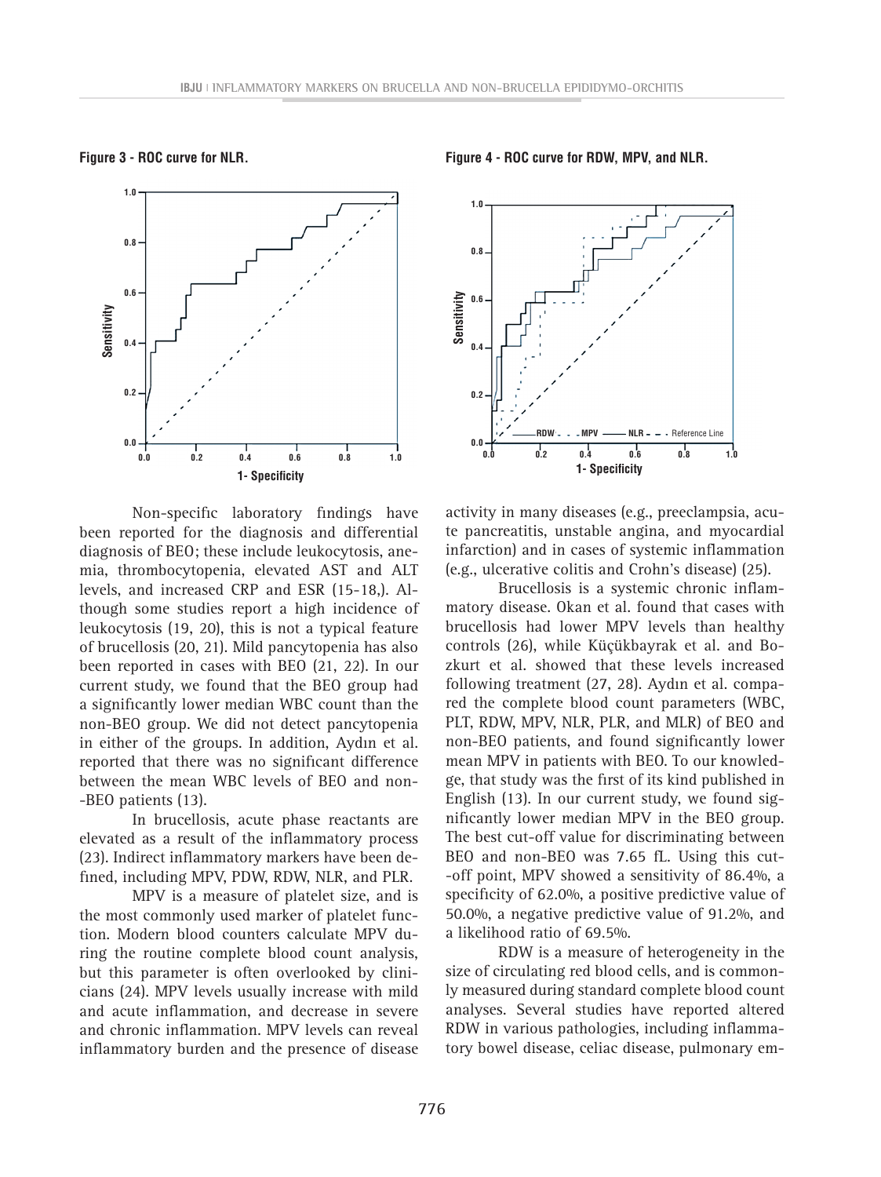**Figure 3 - ROC curve for NLR.**

**Figure 4 - ROC curve for RDW, MPV, and NLR.**

Non-specific laboratory findings have been reported for the diagnosis and differential diagnosis of BEO; these include leukocytosis, anemia, thrombocytopenia, elevated AST and ALT levels, and increased CRP and ESR (15-18,). Although some studies report a high incidence of leukocytosis (19, 20), this is not a typical feature of brucellosis (20, 21). Mild pancytopenia has also been reported in cases with BEO (21, 22). In our current study, we found that the BEO group had a significantly lower median WBC count than the non-BEO group. We did not detect pancytopenia in either of the groups. In addition, Aydın et al. reported that there was no significant difference between the mean WBC levels of BEO and non-BEO patients (13).

In brucellosis, acute phase reactants are elevated as a result of the inflammatory process (23). Indirect inflammatory markers have been defined, including MPV, PDW, RDW, NLR, and PLR.

MPV is a measure of platelet size, and is the most commonly used marker of platelet function. Modern blood counters calculate MPV during the routine complete blood count analysis, but this parameter is often overlooked by clinicians (24). MPV levels usually increase with mild and acute inflammation, and decrease in severe and chronic inflammation. MPV levels can reveal inflammatory burden and the presence of disease activity in many diseases (e.g., preeclampsia, acute pancreatitis, unstable angina, and myocardial infarction) and in cases of systemic inflammation (e.g., ulcerative colitis and Crohn's disease) (25).

Brucellosis is a systemic chronic inflammatory disease. Okan et al. found that cases with brucellosis had lower MPV levels than healthy controls (26), while Küçükbayrak et al. and Bozkurt et al. showed that these levels increased following treatment (27, 28). Aydın et al. compared the complete blood count parameters (WBC, PLT, RDW, MPV, NLR, PLR, and MLR) of BEO and non-BEO patients, and found significantly lower mean MPV in patients with BEO. To our knowledge, that study was the first of its kind published in English (13). In our current study, we found significantly lower median MPV in the BEO group. The best cut-off value for discriminating between BEO and non-BEO was 7.65 fL. Using this cut-off point, MPV showed a sensitivity of 86.4%, a specificity of 62.0%, a positive predictive value of 50.0%, a negative predictive value of 91.2%, and a likelihood ratio of 69.5%.

RDW is a measure of heterogeneity in the size of circulating red blood cells, and is commonly measured during standard complete blood count analyses. Several studies have reported altered RDW in various pathologies, including inflammatory bowel disease, celiac disease, pulmonary em-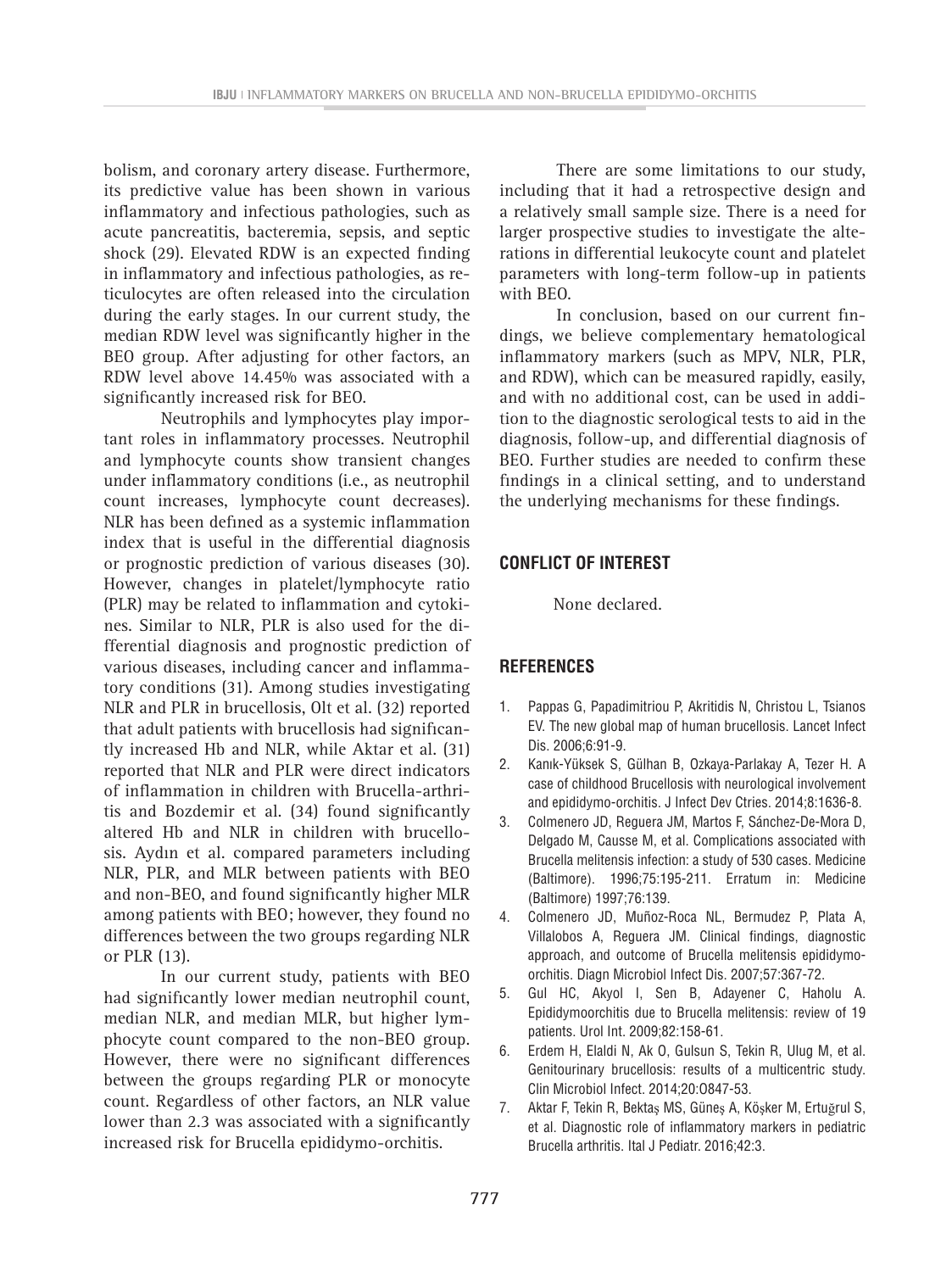bolism, and coronary artery disease. Furthermore, its predictive value has been shown in various inflammatory and infectious pathologies, such as acute pancreatitis, bacteremia, sepsis, and septic shock (29). Elevated RDW is an expected finding in inflammatory and infectious pathologies, as reticulocytes are often released into the circulation during the early stages. In our current study, the median RDW level was significantly higher in the BEO group. After adjusting for other factors, an RDW level above 14.45% was associated with a significantly increased risk for BEO.

Neutrophils and lymphocytes play important roles in inflammatory processes. Neutrophil and lymphocyte counts show transient changes under inflammatory conditions (i.e., as neutrophil count increases, lymphocyte count decreases). NLR has been defined as a systemic inflammation index that is useful in the differential diagnosis or prognostic prediction of various diseases (30). However, changes in platelet/lymphocyte ratio (PLR) may be related to inflammation and cytokines. Similar to NLR, PLR is also used for the differential diagnosis and prognostic prediction of various diseases, including cancer and inflammatory conditions (31). Among studies investigating NLR and PLR in brucellosis, Olt et al. (32) reported that adult patients with brucellosis had significantly increased Hb and NLR, while Aktar et al. (31) reported that NLR and PLR were direct indicators of inflammation in children with Brucella-arthritis and Bozdemir et al. (34) found significantly altered Hb and NLR in children with brucellosis. Aydın et al. compared parameters including NLR, PLR, and MLR between patients with BEO and non-BEO, and found significantly higher MLR among patients with BEO; however, they found no differences between the two groups regarding NLR or PLR (13).

In our current study, patients with BEO had significantly lower median neutrophil count, median NLR, and median MLR, but higher lymphocyte count compared to the non-BEO group. However, there were no significant differences between the groups regarding PLR or monocyte count. Regardless of other factors, an NLR value lower than 2.3 was associated with a significantly increased risk for Brucella epididymo-orchitis.

There are some limitations to our study, including that it had a retrospective design and a relatively small sample size. There is a need for larger prospective studies to investigate the alterations in differential leukocyte count and platelet parameters with long-term follow-up in patients with BEO.

In conclusion, based on our current findings, we believe complementary hematological inflammatory markers (such as MPV, NLR, PLR, and RDW), which can be measured rapidly, easily, and with no additional cost, can be used in addition to the diagnostic serological tests to aid in the diagnosis, follow-up, and differential diagnosis of BEO. Further studies are needed to confirm these findings in a clinical setting, and to understand the underlying mechanisms for these findings.

## CONFLICT OF INTEREST

None declared.

## REFERENCES

1. Pappas G, Papadimitriou P, Akritidis N, Christou L, Tsianos EV. The new global map of human brucellosis. Lancet Infect Dis. 2006;6:91-9.
2. Kanık-Yüksek S, Gülhan B, Ozkaya-Parlakay A, Tezer H. A case of childhood Brucellosis with neurological involvement and epididymo-orchitis. J Infect Dev Ctries. 2014;8:1636-8.
3. Colmenero JD, Reguera JM, Martos F, Sánchez-De-Mora D, Delgado M, Causse M, et al. Complications associated with Brucella melitensis infection: a study of 530 cases. Medicine (Baltimore). 1996;75:195-211. Erratum in: Medicine (Baltimore) 1997;76:139.
4. Colmenero JD, Muñoz-Roca NL, Bermudez P, Plata A, Villalobos A, Reguera JM. Clinical findings, diagnostic approach, and outcome of Brucella melitensis epididymo-orchitis. Diagn Microbiol Infect Dis. 2007;57:367-72.
5. Gul HC, Akyol I, Sen B, Adayener C, Haholu A. Epididymoorchitis due to Brucella melitensis: review of 19 patients. Urol Int. 2009;82:158-61.
6. Erdem H, Elaldi N, Ak O, Gulsun S, Tekin R, Ulug M, et al. Genitourinary brucellosis: results of a multicentric study. Clin Microbiol Infect. 2014;20:O847-53.
7. Aktar F, Tekin R, Bektaş MS, Güneş A, Köşker M, Ertuğrul S, et al. Diagnostic role of inflammatory markers in pediatric Brucella arthritis. Ital J Pediatr. 2016;42:3.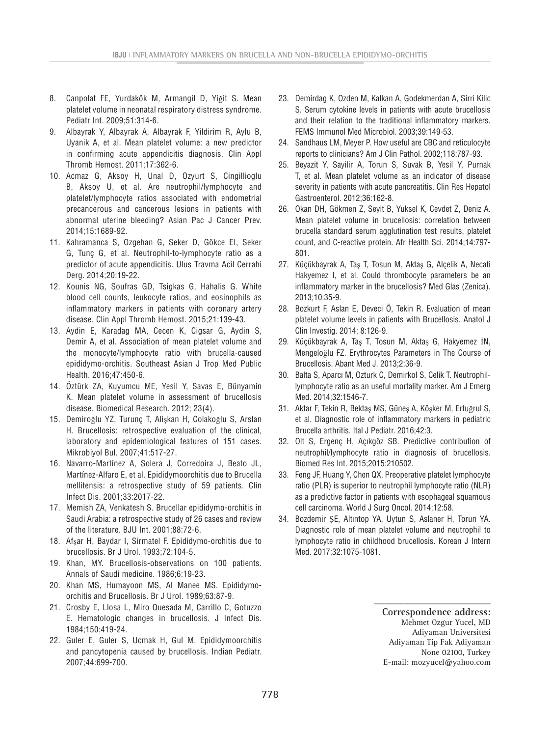8. Canpolat FE, Yurdakök M, Armangil D, Yiğit S. Mean platelet volume in neonatal respiratory distress syndrome. Pediatr Int. 2009;51:314-6.
9. Albayrak Y, Albayrak A, Albayrak F, Yildirim R, Aylu B, Uyanik A, et al. Mean platelet volume: a new predictor in confirming acute appendicitis diagnosis. Clin Appl Thromb Hemost. 2011;17:362-6.
10. Acmaz G, Aksoy H, Unal D, Ozyurt S, Cingillioglu B, Aksoy U, et al. Are neutrophil/lymphocyte and platelet/lymphocyte ratios associated with endometrial precancerous and cancerous lesions in patients with abnormal uterine bleeding? Asian Pac J Cancer Prev. 2014;15:1689-92.
11. Kahramanca S, Ozgehan G, Seker D, Gökce EI, Seker G, Tunç G, et al. Neutrophil-to-lymphocyte ratio as a predictor of acute appendicitis. Ulus Travma Acil Cerrahi Derg. 2014;20:19-22.
12. Kounis NG, Soufras GD, Tsigkas G, Hahalis G. White blood cell counts, leukocyte ratios, and eosinophils as inflammatory markers in patients with coronary artery disease. Clin Appl Thromb Hemost. 2015;21:139-43.
13. Aydin E, Karadag MA, Cecen K, Cigsar G, Aydin S, Demir A, et al. Association of mean platelet volume and the monocyte/lymphocyte ratio with brucella-caused epididymo-orchitis. Southeast Asian J Trop Med Public Health. 2016;47:450-6.
14. Öztürk ZA, Kuyumcu ME, Yesil Y, Savas E, Bünyamin K. Mean platelet volume in assessment of brucellosis disease. Biomedical Research. 2012; 23(4).
15. Demiroğlu YZ, Turunç T, Alişkan H, Colakoğlu S, Arslan H. Brucellosis: retrospective evaluation of the clinical, laboratory and epidemiological features of 151 cases. Mikrobiyol Bul. 2007;41:517-27.
16. Navarro-Martínez A, Solera J, Corredoira J, Beato JL, Martínez-Alfaro E, et al. Epididymoorchitis due to Brucella mellitensis: a retrospective study of 59 patients. Clin Infect Dis. 2001;33:2017-22.
17. Memish ZA, Venkatesh S. Brucellar epididymo-orchitis in Saudi Arabia: a retrospective study of 26 cases and review of the literature. BJU Int. 2001;88:72-6.
18. Afşar H, Baydar I, Sirmatel F. Epididymo-orchitis due to brucellosis. Br J Urol. 1993;72:104-5.
19. Khan, MY. Brucellosis-observations on 100 patients. Annals of Saudi medicine. 1986;6:19-23.
20. Khan MS, Humayoon MS, Al Manee MS. Epididymo-orchitis and Brucellosis. Br J Urol. 1989;63:87-9.
21. Crosby E, Llosa L, Miro Quesada M, Carrillo C, Gotuzzo E. Hematologic changes in brucellosis. J Infect Dis. 1984;150:419-24.
22. Guler E, Guler S, Ucmak H, Gul M. Epididymoorchitis and pancytopenia caused by brucellosis. Indian Pediatr. 2007;44:699-700.
23. Demirdag K, Ozden M, Kalkan A, Godekmerdan A, Sirri Kilic S. Serum cytokine levels in patients with acute brucellosis and their relation to the traditional inflammatory markers. FEMS Immunol Med Microbiol. 2003;39:149-53.
24. Sandhaus LM, Meyer P. How useful are CBC and reticulocyte reports to clinicians? Am J Clin Pathol. 2002;118:787-93.
25. Beyazit Y, Sayilir A, Torun S, Suvak B, Yesil Y, Purnak T, et al. Mean platelet volume as an indicator of disease severity in patients with acute pancreatitis. Clin Res Hepatol Gastroenterol. 2012;36:162-8.
26. Okan DH, Gökmen Z, Seyit B, Yuksel K, Cevdet Z, Deniz A. Mean platelet volume in brucellosis: correlation between brucella standard serum agglutination test results, platelet count, and C-reactive protein. Afr Health Sci. 2014;14:797-801.
27. Küçükbayrak A, Taş T, Tosun M, Aktaş G, Alçelik A, Necati Hakyemez I, et al. Could thrombocyte parameters be an inflammatory marker in the brucellosis? Med Glas (Zenica). 2013;10:35-9.
28. Bozkurt F, Aslan E, Deveci Ö, Tekin R. Evaluation of mean platelet volume levels in patients with Brucellosis. Anatol J Clin Investig. 2014; 8:126-9.
29. Küçükbayrak A, Taş T, Tosun M, Aktaş G, Hakyemez İN, Mengeloğlu FZ. Erythrocytes Parameters in The Course of Brucellosis. Abant Med J. 2013;2:36-9.
30. Balta S, Aparcı M, Ozturk C, Demirkol S, Celik T. Neutrophil-lymphocyte ratio as an useful mortality marker. Am J Emerg Med. 2014;32:1546-7.
31. Aktar F, Tekin R, Bektaş MS, Güneş A, Köşker M, Ertuğrul S, et al. Diagnostic role of inflammatory markers in pediatric Brucella arthritis. Ital J Pediatr. 2016;42:3.
32. Olt S, Ergenç H, Açıkgöz SB. Predictive contribution of neutrophil/lymphocyte ratio in diagnosis of brucellosis. Biomed Res Int. 2015;2015:210502.
33. Feng JF, Huang Y, Chen QX. Preoperative platelet lymphocyte ratio (PLR) is superior to neutrophil lymphocyte ratio (NLR) as a predictive factor in patients with esophageal squamous cell carcinoma. World J Surg Oncol. 2014;12:58.
34. Bozdemir ŞE, Altıntop YA, Uytun S, Aslaner H, Torun YA. Diagnostic role of mean platelet volume and neutrophil to lymphocyte ratio in childhood brucellosis. Korean J Intern Med. 2017;32:1075-1081.

**Correspondence address:**
Mehmet Ozgur Yucel, MD
Adiyaman Universitesi
Adiyaman Tip Fak Adiyaman
None 02100, Turkey
E-mail: mozyucel@yahoo.com